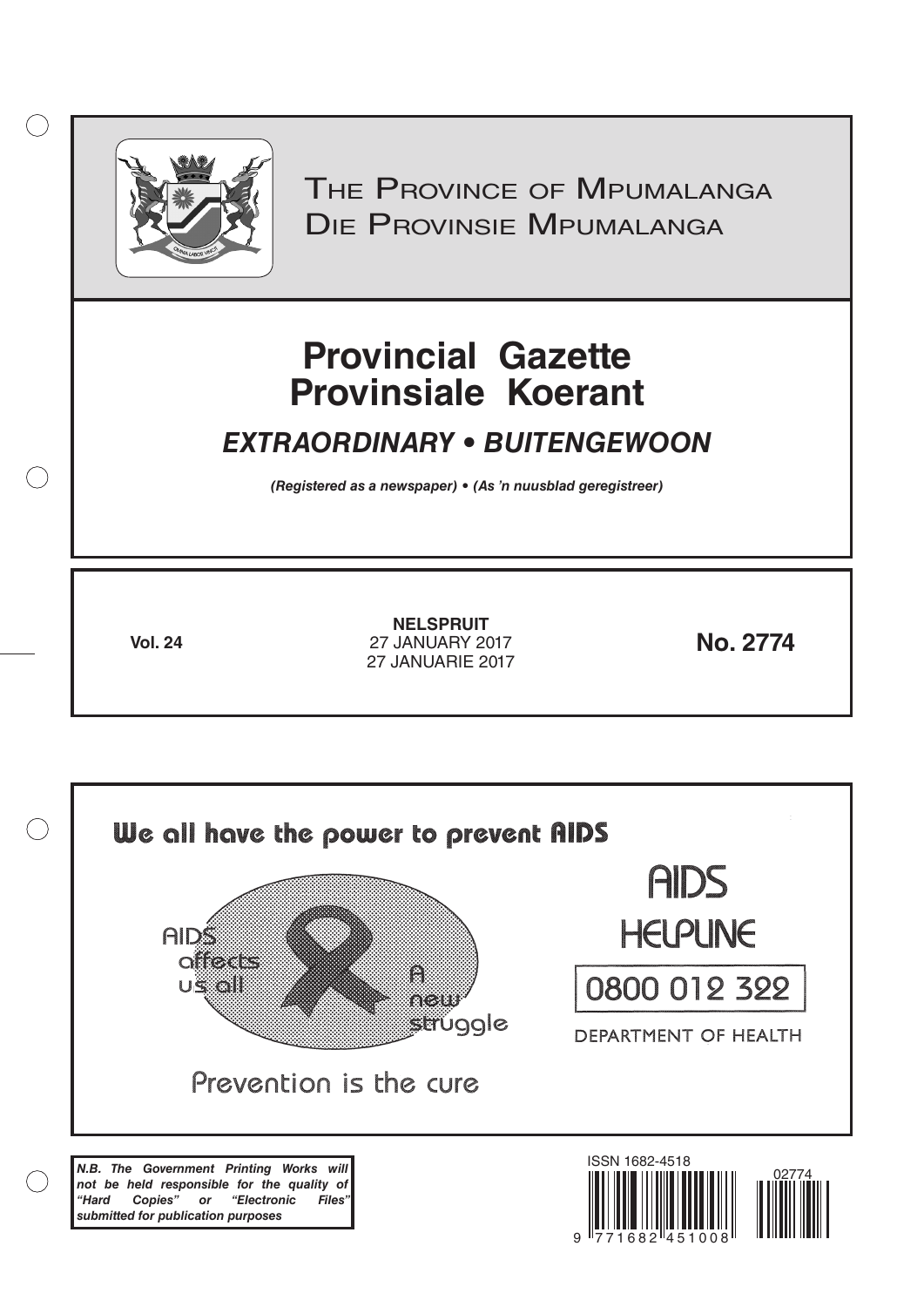# The Province of Mpumalanga
# Die Provinsie Mpumalanga

# Provincial Gazette
# Provinsiale Koerant

## *EXTRAORDINARY • BUITENGEWOON*

***(Registered as a newspaper) • (As 'n nuusblad geregistreer)***

**Vol. 24**

**NELSPRUIT**
27 JANUARY 2017
27 JANUARIE 2017

**No. 2774**

We all have the power to prevent AIDS

AIDS affects us all

A new struggle

Prevention is the cure

AIDS HELPLINE

0800 012 322

DEPARTMENT OF HEALTH

***N.B. The Government Printing Works will not be held responsible for the quality of "Hard Copies" or "Electronic Files" submitted for publication purposes***

ISSN 1682-4518

02774

9 771682 451008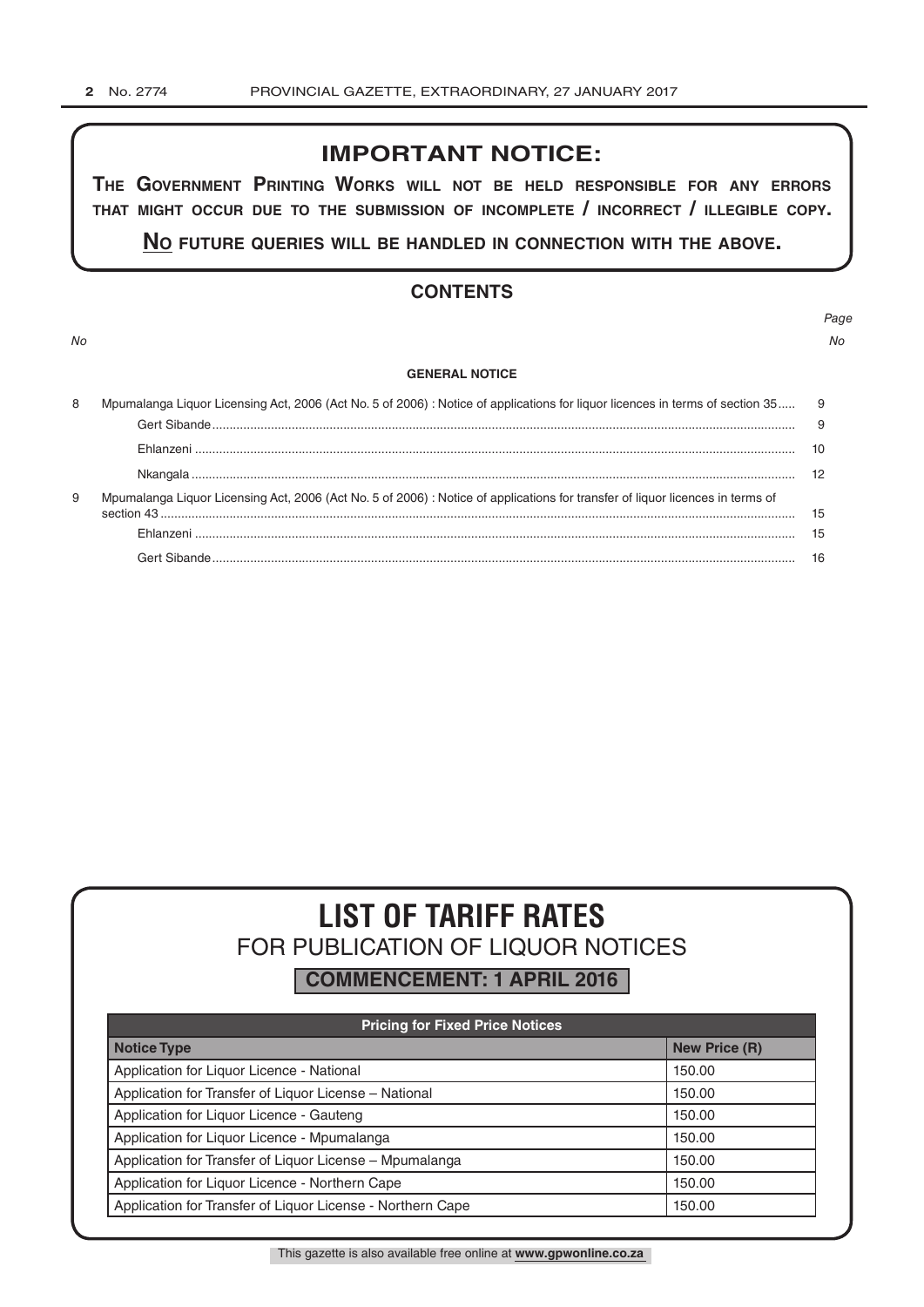## IMPORTANT NOTICE:

**THE GOVERNMENT PRINTING WORKS WILL NOT BE HELD RESPONSIBLE FOR ANY ERRORS THAT MIGHT OCCUR DUE TO THE SUBMISSION OF INCOMPLETE / INCORRECT / ILLEGIBLE COPY.**

**NO FUTURE QUERIES WILL BE HANDLED IN CONNECTION WITH THE ABOVE.**

## CONTENTS

| No | | Page No |
|---|---|---|
| | **GENERAL NOTICE** | |
| 8 | Mpumalanga Liquor Licensing Act, 2006 (Act No. 5 of 2006) : Notice of applications for liquor licences in terms of section 35 | 9 |
| | Gert Sibande | 9 |
| | Ehlanzeni | 10 |
| | Nkangala | 12 |
| 9 | Mpumalanga Liquor Licensing Act, 2006 (Act No. 5 of 2006) : Notice of applications for transfer of liquor licences in terms of section 43 | 15 |
| | Ehlanzeni | 15 |
| | Gert Sibande | 16 |

# LIST OF TARIFF RATES
## FOR PUBLICATION OF LIQUOR NOTICES

**COMMENCEMENT: 1 APRIL 2016**

| Pricing for Fixed Price Notices | |
|---|---|
| **Notice Type** | **New Price (R)** |
| Application for Liquor Licence - National | 150.00 |
| Application for Transfer of Liquor License – National | 150.00 |
| Application for Liquor Licence - Gauteng | 150.00 |
| Application for Liquor Licence - Mpumalanga | 150.00 |
| Application for Transfer of Liquor License – Mpumalanga | 150.00 |
| Application for Liquor Licence - Northern Cape | 150.00 |
| Application for Transfer of Liquor License - Northern Cape | 150.00 |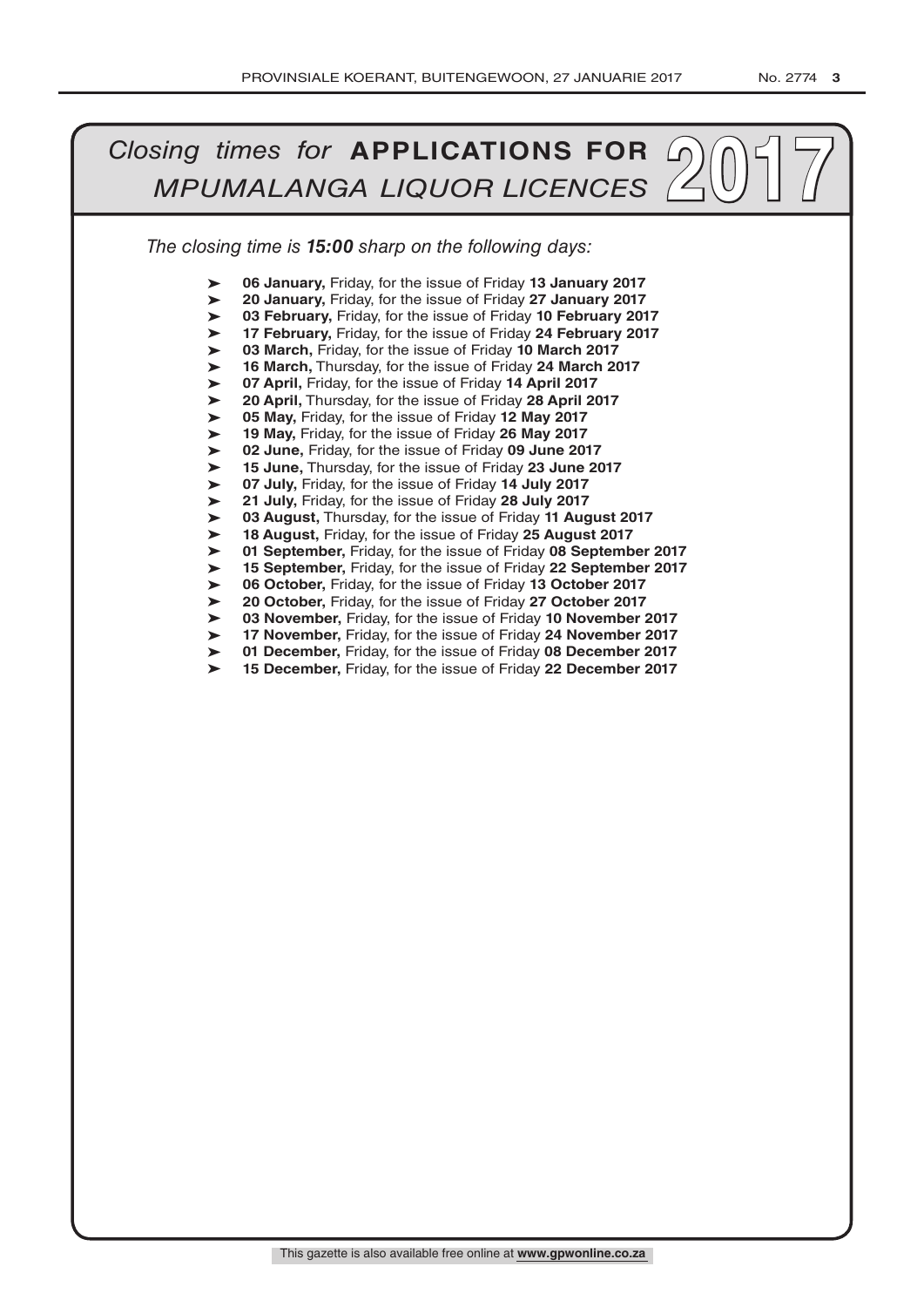# *Closing times for* **APPLICATIONS FOR** *MPUMALANGA LIQUOR LICENCES* 2017

*The closing time is **15:00** sharp on the following days:*

- **06 January,** Friday, for the issue of Friday **13 January 2017**
- **20 January,** Friday, for the issue of Friday **27 January 2017**
- **03 February,** Friday, for the issue of Friday **10 February 2017**
- **17 February,** Friday, for the issue of Friday **24 February 2017**
- **03 March,** Friday, for the issue of Friday **10 March 2017**
- **16 March,** Thursday, for the issue of Friday **24 March 2017**
- **07 April,** Friday, for the issue of Friday **14 April 2017**
- **20 April,** Thursday, for the issue of Friday **28 April 2017**
- **05 May,** Friday, for the issue of Friday **12 May 2017**
- **19 May,** Friday, for the issue of Friday **26 May 2017**
- **02 June,** Friday, for the issue of Friday **09 June 2017**
- **15 June,** Thursday, for the issue of Friday **23 June 2017**
- **07 July,** Friday, for the issue of Friday **14 July 2017**
- **21 July,** Friday, for the issue of Friday **28 July 2017**
- **03 August,** Thursday, for the issue of Friday **11 August 2017**
- **18 August,** Friday, for the issue of Friday **25 August 2017**
- **01 September,** Friday, for the issue of Friday **08 September 2017**
- **15 September,** Friday, for the issue of Friday **22 September 2017**
- **06 October,** Friday, for the issue of Friday **13 October 2017**
- **20 October,** Friday, for the issue of Friday **27 October 2017**
- **03 November,** Friday, for the issue of Friday **10 November 2017**
- **17 November,** Friday, for the issue of Friday **24 November 2017**
- **01 December,** Friday, for the issue of Friday **08 December 2017**
- **15 December,** Friday, for the issue of Friday **22 December 2017**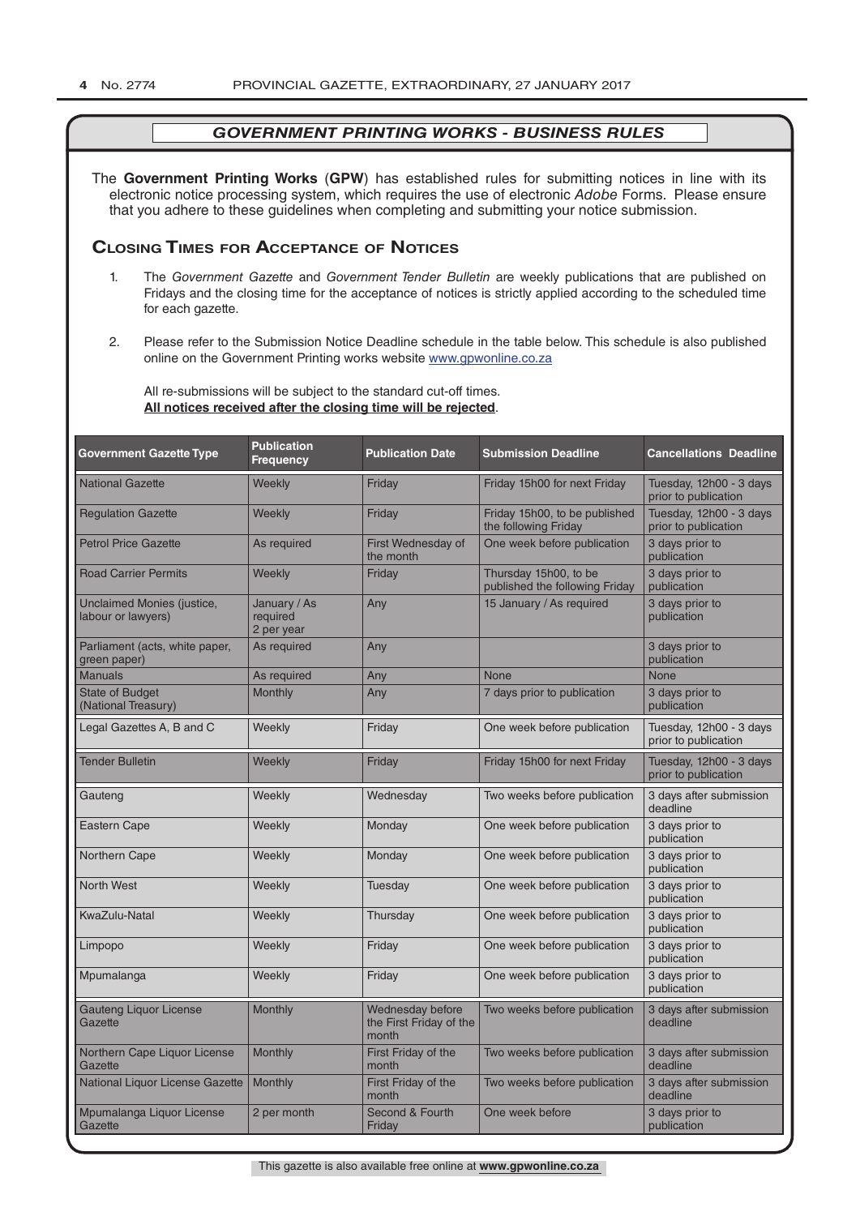## GOVERNMENT PRINTING WORKS - BUSINESS RULES

The **Government Printing Works** (**GPW**) has established rules for submitting notices in line with its electronic notice processing system, which requires the use of electronic *Adobe* Forms. Please ensure that you adhere to these guidelines when completing and submitting your notice submission.

### Closing Times for Acceptance of Notices

1. The *Government Gazette* and *Government Tender Bulletin* are weekly publications that are published on Fridays and the closing time for the acceptance of notices is strictly applied according to the scheduled time for each gazette.

2. Please refer to the Submission Notice Deadline schedule in the table below. This schedule is also published online on the Government Printing works website www.gpwonline.co.za

   All re-submissions will be subject to the standard cut-off times.
   **All notices received after the closing time will be rejected**.

| Government Gazette Type | Publication Frequency | Publication Date | Submission Deadline | Cancellations Deadline |
|---|---|---|---|---|
| National Gazette | Weekly | Friday | Friday 15h00 for next Friday | Tuesday, 12h00 - 3 days prior to publication |
| Regulation Gazette | Weekly | Friday | Friday 15h00, to be published the following Friday | Tuesday, 12h00 - 3 days prior to publication |
| Petrol Price Gazette | As required | First Wednesday of the month | One week before publication | 3 days prior to publication |
| Road Carrier Permits | Weekly | Friday | Thursday 15h00, to be published the following Friday | 3 days prior to publication |
| Unclaimed Monies (justice, labour or lawyers) | January / As required 2 per year | Any | 15 January / As required | 3 days prior to publication |
| Parliament (acts, white paper, green paper) | As required | Any | | 3 days prior to publication |
| Manuals | As required | Any | None | None |
| State of Budget (National Treasury) | Monthly | Any | 7 days prior to publication | 3 days prior to publication |
| Legal Gazettes A, B and C | Weekly | Friday | One week before publication | Tuesday, 12h00 - 3 days prior to publication |
| Tender Bulletin | Weekly | Friday | Friday 15h00 for next Friday | Tuesday, 12h00 - 3 days prior to publication |
| Gauteng | Weekly | Wednesday | Two weeks before publication | 3 days after submission deadline |
| Eastern Cape | Weekly | Monday | One week before publication | 3 days prior to publication |
| Northern Cape | Weekly | Monday | One week before publication | 3 days prior to publication |
| North West | Weekly | Tuesday | One week before publication | 3 days prior to publication |
| KwaZulu-Natal | Weekly | Thursday | One week before publication | 3 days prior to publication |
| Limpopo | Weekly | Friday | One week before publication | 3 days prior to publication |
| Mpumalanga | Weekly | Friday | One week before publication | 3 days prior to publication |
| Gauteng Liquor License Gazette | Monthly | Wednesday before the First Friday of the month | Two weeks before publication | 3 days after submission deadline |
| Northern Cape Liquor License Gazette | Monthly | First Friday of the month | Two weeks before publication | 3 days after submission deadline |
| National Liquor License Gazette | Monthly | First Friday of the month | Two weeks before publication | 3 days after submission deadline |
| Mpumalanga Liquor License Gazette | 2 per month | Second & Fourth Friday | One week before | 3 days prior to publication |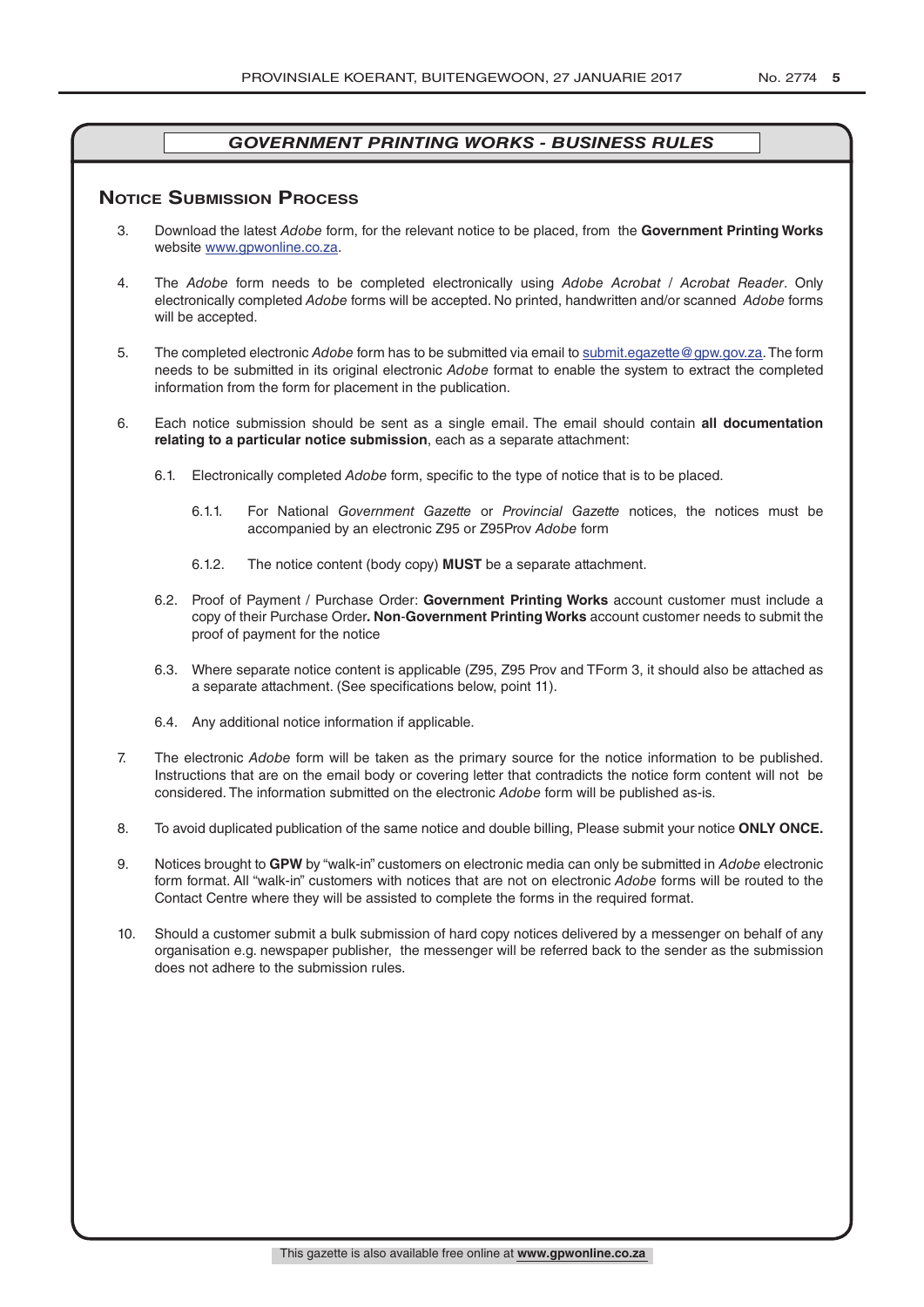## *GOVERNMENT PRINTING WORKS - BUSINESS RULES*

### Notice Submission Process

3. Download the latest *Adobe* form, for the relevant notice to be placed, from the **Government Printing Works** website www.gpwonline.co.za.

4. The *Adobe* form needs to be completed electronically using *Adobe Acrobat* / *Acrobat Reader*. Only electronically completed *Adobe* forms will be accepted. No printed, handwritten and/or scanned *Adobe* forms will be accepted.

5. The completed electronic *Adobe* form has to be submitted via email to submit.egazette@gpw.gov.za. The form needs to be submitted in its original electronic *Adobe* format to enable the system to extract the completed information from the form for placement in the publication.

6. Each notice submission should be sent as a single email. The email should contain **all documentation relating to a particular notice submission**, each as a separate attachment:

   6.1. Electronically completed *Adobe* form, specific to the type of notice that is to be placed.

      6.1.1. For National *Government Gazette* or *Provincial Gazette* notices, the notices must be accompanied by an electronic Z95 or Z95Prov *Adobe* form

      6.1.2. The notice content (body copy) **MUST** be a separate attachment.

   6.2. Proof of Payment / Purchase Order: **Government Printing Works** account customer must include a copy of their Purchase Order**. Non**-**Government Printing Works** account customer needs to submit the proof of payment for the notice

   6.3. Where separate notice content is applicable (Z95, Z95 Prov and TForm 3, it should also be attached as a separate attachment. (See specifications below, point 11).

   6.4. Any additional notice information if applicable.

7. The electronic *Adobe* form will be taken as the primary source for the notice information to be published. Instructions that are on the email body or covering letter that contradicts the notice form content will not be considered. The information submitted on the electronic *Adobe* form will be published as-is.

8. To avoid duplicated publication of the same notice and double billing, Please submit your notice **ONLY ONCE.**

9. Notices brought to **GPW** by "walk-in" customers on electronic media can only be submitted in *Adobe* electronic form format. All "walk-in" customers with notices that are not on electronic *Adobe* forms will be routed to the Contact Centre where they will be assisted to complete the forms in the required format.

10. Should a customer submit a bulk submission of hard copy notices delivered by a messenger on behalf of any organisation e.g. newspaper publisher, the messenger will be referred back to the sender as the submission does not adhere to the submission rules.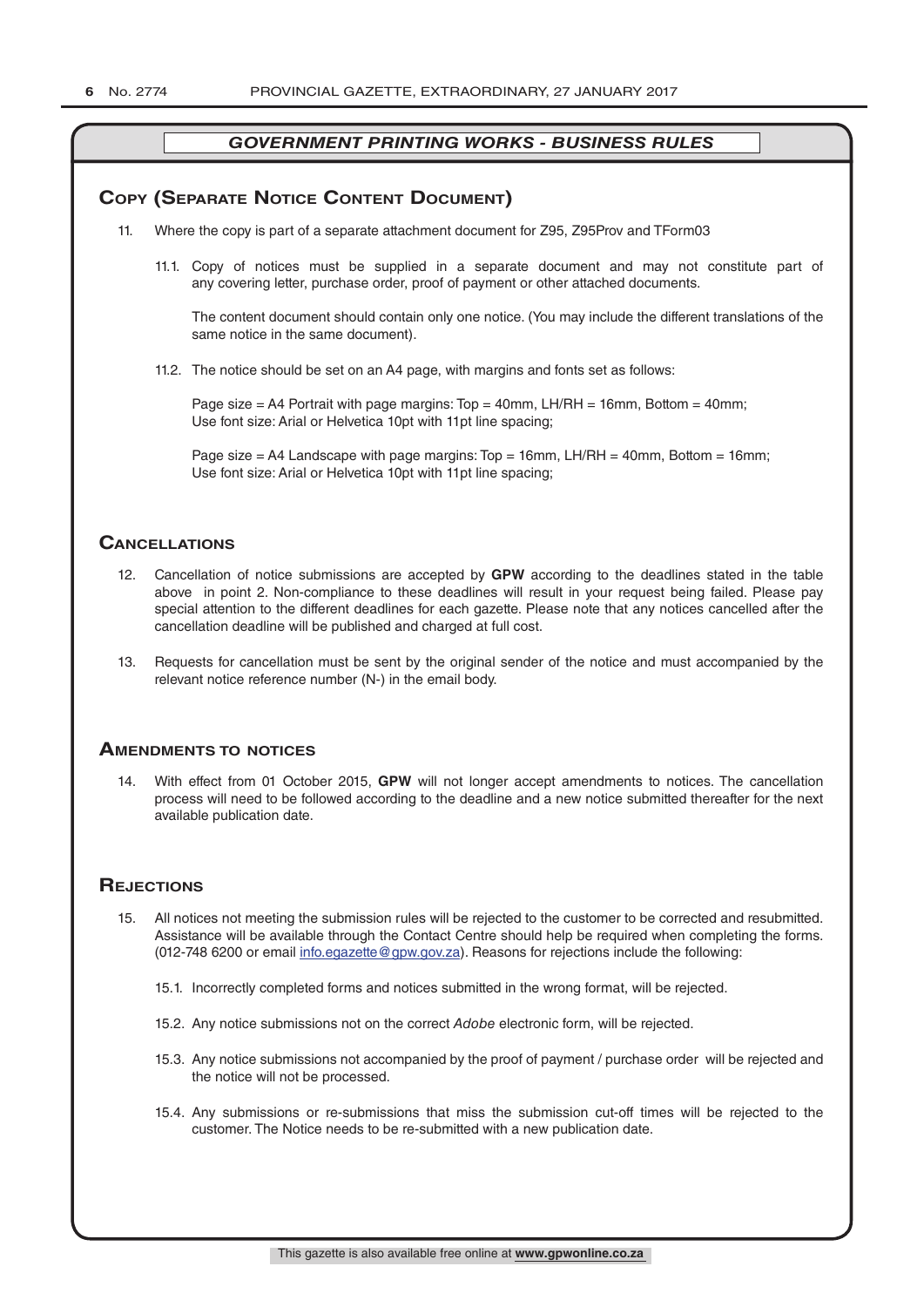## GOVERNMENT PRINTING WORKS - BUSINESS RULES

### Copy (Separate Notice Content Document)

11. Where the copy is part of a separate attachment document for Z95, Z95Prov and TForm03

    11.1. Copy of notices must be supplied in a separate document and may not constitute part of any covering letter, purchase order, proof of payment or other attached documents.

    The content document should contain only one notice. (You may include the different translations of the same notice in the same document).

    11.2. The notice should be set on an A4 page, with margins and fonts set as follows:

    Page size = A4 Portrait with page margins: Top = 40mm, LH/RH = 16mm, Bottom = 40mm;
    Use font size: Arial or Helvetica 10pt with 11pt line spacing;

    Page size = A4 Landscape with page margins: Top = 16mm, LH/RH = 40mm, Bottom = 16mm;
    Use font size: Arial or Helvetica 10pt with 11pt line spacing;

### Cancellations

12. Cancellation of notice submissions are accepted by **GPW** according to the deadlines stated in the table above in point 2. Non-compliance to these deadlines will result in your request being failed. Please pay special attention to the different deadlines for each gazette. Please note that any notices cancelled after the cancellation deadline will be published and charged at full cost.

13. Requests for cancellation must be sent by the original sender of the notice and must accompanied by the relevant notice reference number (N-) in the email body.

### Amendments to notices

14. With effect from 01 October 2015, **GPW** will not longer accept amendments to notices. The cancellation process will need to be followed according to the deadline and a new notice submitted thereafter for the next available publication date.

### Rejections

15. All notices not meeting the submission rules will be rejected to the customer to be corrected and resubmitted. Assistance will be available through the Contact Centre should help be required when completing the forms. (012-748 6200 or email info.egazette@gpw.gov.za). Reasons for rejections include the following:

    15.1. Incorrectly completed forms and notices submitted in the wrong format, will be rejected.

    15.2. Any notice submissions not on the correct *Adobe* electronic form, will be rejected.

    15.3. Any notice submissions not accompanied by the proof of payment / purchase order will be rejected and the notice will not be processed.

    15.4. Any submissions or re-submissions that miss the submission cut-off times will be rejected to the customer. The Notice needs to be re-submitted with a new publication date.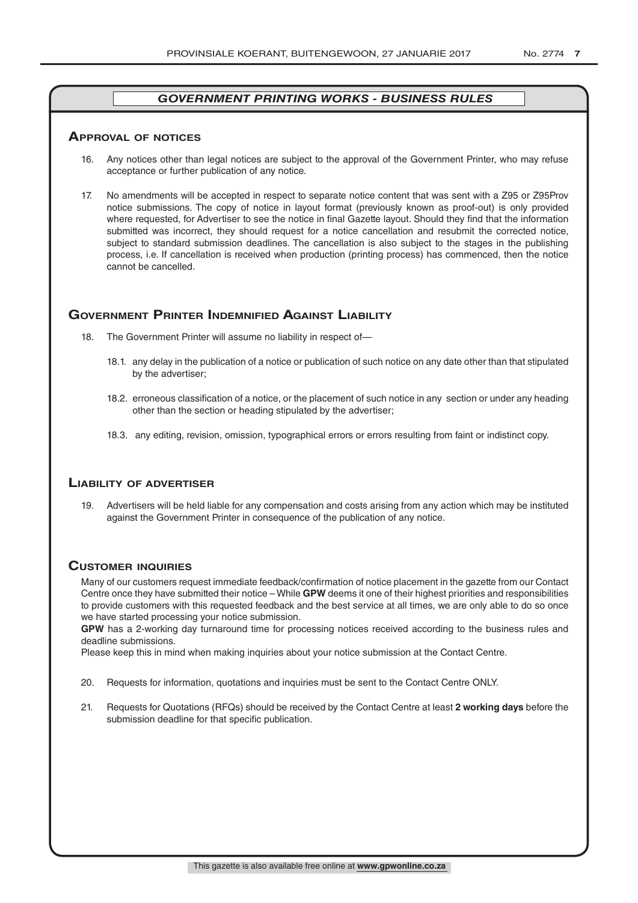## *GOVERNMENT PRINTING WORKS - BUSINESS RULES*

### Approval of notices

16. Any notices other than legal notices are subject to the approval of the Government Printer, who may refuse acceptance or further publication of any notice.

17. No amendments will be accepted in respect to separate notice content that was sent with a Z95 or Z95Prov notice submissions. The copy of notice in layout format (previously known as proof-out) is only provided where requested, for Advertiser to see the notice in final Gazette layout. Should they find that the information submitted was incorrect, they should request for a notice cancellation and resubmit the corrected notice, subject to standard submission deadlines. The cancellation is also subject to the stages in the publishing process, i.e. If cancellation is received when production (printing process) has commenced, then the notice cannot be cancelled.

### Government Printer Indemnified Against Liability

18. The Government Printer will assume no liability in respect of—

    18.1. any delay in the publication of a notice or publication of such notice on any date other than that stipulated by the advertiser;

    18.2. erroneous classification of a notice, or the placement of such notice in any section or under any heading other than the section or heading stipulated by the advertiser;

    18.3. any editing, revision, omission, typographical errors or errors resulting from faint or indistinct copy.

### Liability of advertiser

19. Advertisers will be held liable for any compensation and costs arising from any action which may be instituted against the Government Printer in consequence of the publication of any notice.

### Customer inquiries

Many of our customers request immediate feedback/confirmation of notice placement in the gazette from our Contact Centre once they have submitted their notice – While **GPW** deems it one of their highest priorities and responsibilities to provide customers with this requested feedback and the best service at all times, we are only able to do so once we have started processing your notice submission.

**GPW** has a 2-working day turnaround time for processing notices received according to the business rules and deadline submissions.

Please keep this in mind when making inquiries about your notice submission at the Contact Centre.

20. Requests for information, quotations and inquiries must be sent to the Contact Centre ONLY.

21. Requests for Quotations (RFQs) should be received by the Contact Centre at least **2 working days** before the submission deadline for that specific publication.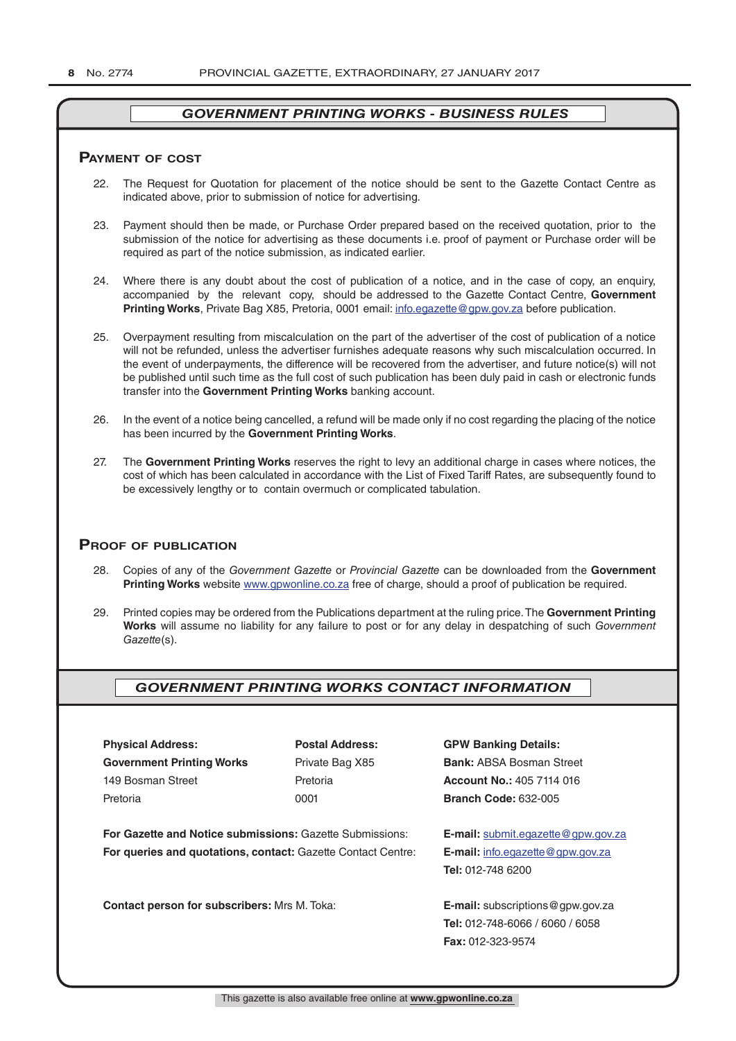## *GOVERNMENT PRINTING WORKS - BUSINESS RULES*

### Payment of cost

22. The Request for Quotation for placement of the notice should be sent to the Gazette Contact Centre as indicated above, prior to submission of notice for advertising.

23. Payment should then be made, or Purchase Order prepared based on the received quotation, prior to the submission of the notice for advertising as these documents i.e. proof of payment or Purchase order will be required as part of the notice submission, as indicated earlier.

24. Where there is any doubt about the cost of publication of a notice, and in the case of copy, an enquiry, accompanied by the relevant copy, should be addressed to the Gazette Contact Centre, **Government Printing Works**, Private Bag X85, Pretoria, 0001 email: info.egazette@gpw.gov.za before publication.

25. Overpayment resulting from miscalculation on the part of the advertiser of the cost of publication of a notice will not be refunded, unless the advertiser furnishes adequate reasons why such miscalculation occurred. In the event of underpayments, the difference will be recovered from the advertiser, and future notice(s) will not be published until such time as the full cost of such publication has been duly paid in cash or electronic funds transfer into the **Government Printing Works** banking account.

26. In the event of a notice being cancelled, a refund will be made only if no cost regarding the placing of the notice has been incurred by the **Government Printing Works**.

27. The **Government Printing Works** reserves the right to levy an additional charge in cases where notices, the cost of which has been calculated in accordance with the List of Fixed Tariff Rates, are subsequently found to be excessively lengthy or to contain overmuch or complicated tabulation.

### Proof of publication

28. Copies of any of the *Government Gazette* or *Provincial Gazette* can be downloaded from the **Government Printing Works** website www.gpwonline.co.za free of charge, should a proof of publication be required.

29. Printed copies may be ordered from the Publications department at the ruling price. The **Government Printing Works** will assume no liability for any failure to post or for any delay in despatching of such *Government Gazette*(s).

## *GOVERNMENT PRINTING WORKS CONTACT INFORMATION*

**Physical Address:**
**Government Printing Works**
149 Bosman Street
Pretoria

**Postal Address:**
Private Bag X85
Pretoria
0001

**GPW Banking Details:**
**Bank:** ABSA Bosman Street
**Account No.:** 405 7114 016
**Branch Code:** 632-005

**For Gazette and Notice submissions:** Gazette Submissions: **E-mail:** submit.egazette@gpw.gov.za

**For queries and quotations, contact:** Gazette Contact Centre: **E-mail:** info.egazette@gpw.gov.za
**Tel:** 012-748 6200

**Contact person for subscribers:** Mrs M. Toka: **E-mail:** subscriptions@gpw.gov.za
**Tel:** 012-748-6066 / 6060 / 6058
**Fax:** 012-323-9574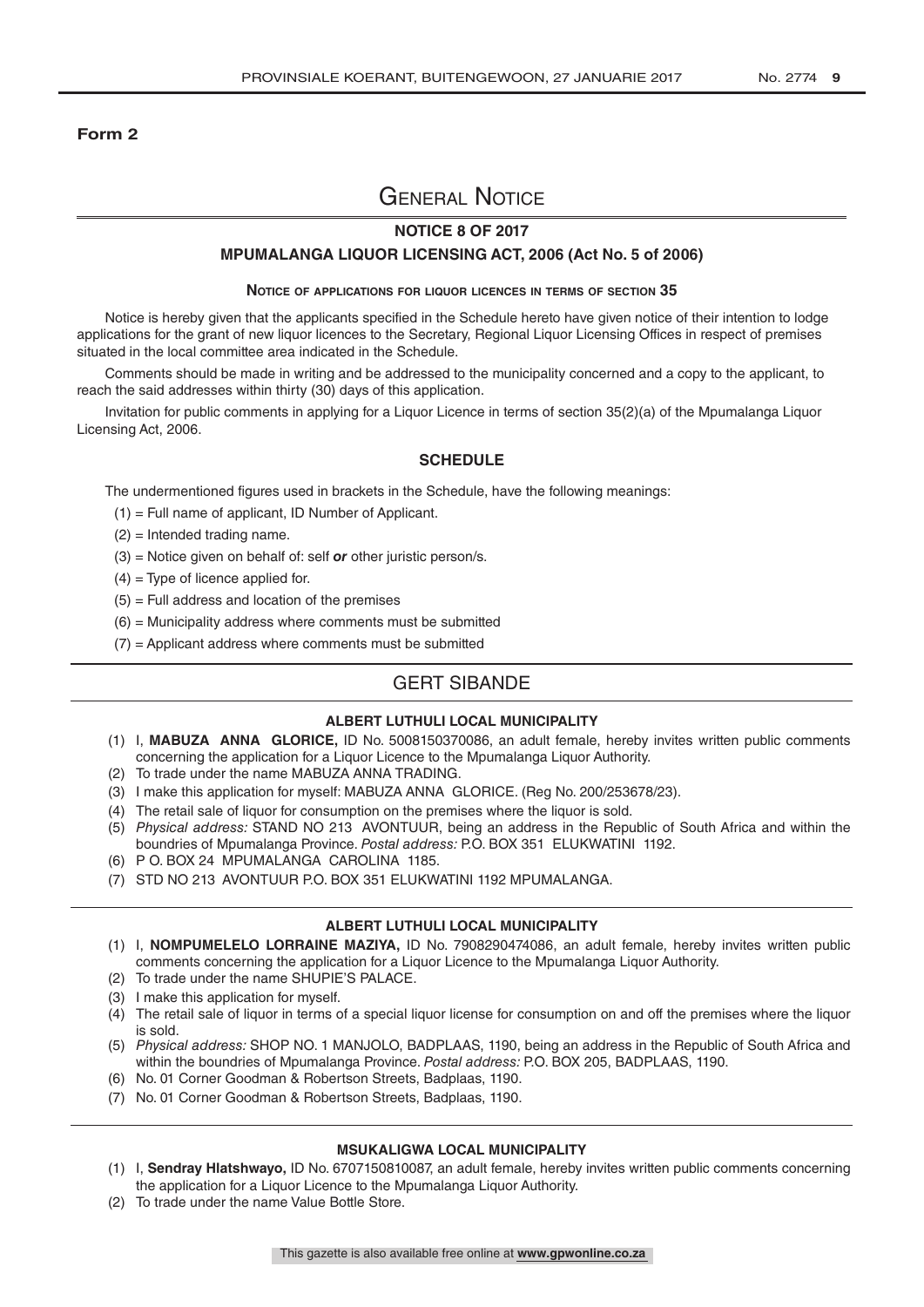**Form 2**

# General Notice

## NOTICE 8 OF 2017

### MPUMALANGA LIQUOR LICENSING ACT, 2006 (Act No. 5 of 2006)

**Notice of applications for liquor licences in terms of section 35**

Notice is hereby given that the applicants specified in the Schedule hereto have given notice of their intention to lodge applications for the grant of new liquor licences to the Secretary, Regional Liquor Licensing Offices in respect of premises situated in the local committee area indicated in the Schedule.

Comments should be made in writing and be addressed to the municipality concerned and a copy to the applicant, to reach the said addresses within thirty (30) days of this application.

Invitation for public comments in applying for a Liquor Licence in terms of section 35(2)(a) of the Mpumalanga Liquor Licensing Act, 2006.

### SCHEDULE

The undermentioned figures used in brackets in the Schedule, have the following meanings:

(1) = Full name of applicant, ID Number of Applicant.
(2) = Intended trading name.
(3) = Notice given on behalf of: self ***or*** other juristic person/s.
(4) = Type of licence applied for.
(5) = Full address and location of the premises
(6) = Municipality address where comments must be submitted
(7) = Applicant address where comments must be submitted

## GERT SIBANDE

**ALBERT LUTHULI LOCAL MUNICIPALITY**

(1) I, **MABUZA ANNA GLORICE,** ID No. 5008150370086, an adult female, hereby invites written public comments concerning the application for a Liquor Licence to the Mpumalanga Liquor Authority.
(2) To trade under the name MABUZA ANNA TRADING.
(3) I make this application for myself: MABUZA ANNA GLORICE. (Reg No. 200/253678/23).
(4) The retail sale of liquor for consumption on the premises where the liquor is sold.
(5) *Physical address:* STAND NO 213 AVONTUUR, being an address in the Republic of South Africa and within the boundries of Mpumalanga Province. *Postal address:* P.O. BOX 351 ELUKWATINI 1192.
(6) P O. BOX 24 MPUMALANGA CAROLINA 1185.
(7) STD NO 213 AVONTUUR P.O. BOX 351 ELUKWATINI 1192 MPUMALANGA.

**ALBERT LUTHULI LOCAL MUNICIPALITY**

(1) I, **NOMPUMELELO LORRAINE MAZIYA,** ID No. 7908290474086, an adult female, hereby invites written public comments concerning the application for a Liquor Licence to the Mpumalanga Liquor Authority.
(2) To trade under the name SHUPIE'S PALACE.
(3) I make this application for myself.
(4) The retail sale of liquor in terms of a special liquor license for consumption on and off the premises where the liquor is sold.
(5) *Physical address:* SHOP NO. 1 MANJOLO, BADPLAAS, 1190, being an address in the Republic of South Africa and within the boundries of Mpumalanga Province. *Postal address:* P.O. BOX 205, BADPLAAS, 1190.
(6) No. 01 Corner Goodman & Robertson Streets, Badplaas, 1190.
(7) No. 01 Corner Goodman & Robertson Streets, Badplaas, 1190.

**MSUKALIGWA LOCAL MUNICIPALITY**

(1) I, **Sendray Hlatshwayo,** ID No. 6707150810087, an adult female, hereby invites written public comments concerning the application for a Liquor Licence to the Mpumalanga Liquor Authority.
(2) To trade under the name Value Bottle Store.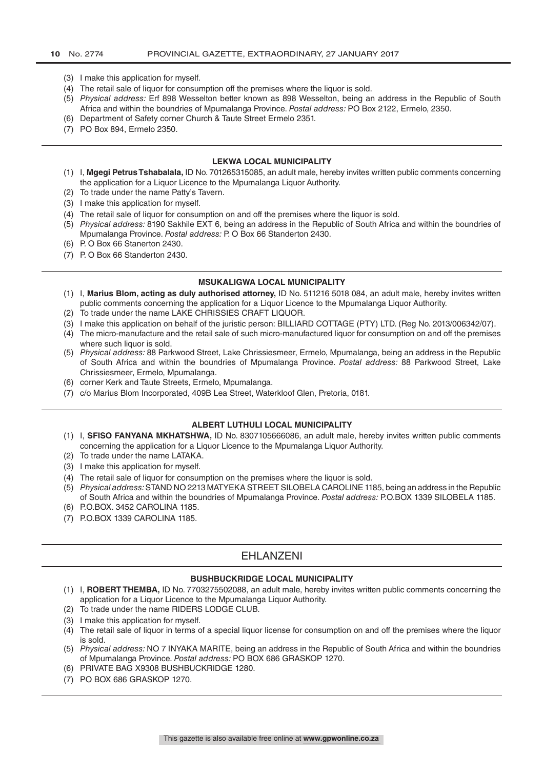(3) I make this application for myself.
(4) The retail sale of liquor for consumption off the premises where the liquor is sold.
(5) *Physical address:* Erf 898 Wesselton better known as 898 Wesselton, being an address in the Republic of South Africa and within the boundries of Mpumalanga Province. *Postal address:* PO Box 2122, Ermelo, 2350.
(6) Department of Safety corner Church & Taute Street Ermelo 2351.
(7) PO Box 894, Ermelo 2350.

---

#### LEKWA LOCAL MUNICIPALITY

(1) I, **Mgegi Petrus Tshabalala,** ID No. 701265315085, an adult male, hereby invites written public comments concerning the application for a Liquor Licence to the Mpumalanga Liquor Authority.
(2) To trade under the name Patty's Tavern.
(3) I make this application for myself.
(4) The retail sale of liquor for consumption on and off the premises where the liquor is sold.
(5) *Physical address:* 8190 Sakhile EXT 6, being an address in the Republic of South Africa and within the boundries of Mpumalanga Province. *Postal address:* P. O Box 66 Standerton 2430.
(6) P. O Box 66 Stanerton 2430.
(7) P. O Box 66 Standerton 2430.

---

#### MSUKALIGWA LOCAL MUNICIPALITY

(1) I, **Marius Blom, acting as duly authorised attorney,** ID No. 511216 5018 084, an adult male, hereby invites written public comments concerning the application for a Liquor Licence to the Mpumalanga Liquor Authority.
(2) To trade under the name LAKE CHRISSIES CRAFT LIQUOR.
(3) I make this application on behalf of the juristic person: BILLIARD COTTAGE (PTY) LTD. (Reg No. 2013/006342/07).
(4) The micro-manufacture and the retail sale of such micro-manufactured liquor for consumption on and off the premises where such liquor is sold.
(5) *Physical address:* 88 Parkwood Street, Lake Chrissiesmeer, Ermelo, Mpumalanga, being an address in the Republic of South Africa and within the boundries of Mpumalanga Province. *Postal address:* 88 Parkwood Street, Lake Chrissiesmeer, Ermelo, Mpumalanga.
(6) corner Kerk and Taute Streets, Ermelo, Mpumalanga.
(7) c/o Marius Blom Incorporated, 409B Lea Street, Waterkloof Glen, Pretoria, 0181.

---

#### ALBERT LUTHULI LOCAL MUNICIPALITY

(1) I, **SFISO FANYANA MKHATSHWA,** ID No. 8307105666086, an adult male, hereby invites written public comments concerning the application for a Liquor Licence to the Mpumalanga Liquor Authority.
(2) To trade under the name LATAKA.
(3) I make this application for myself.
(4) The retail sale of liquor for consumption on the premises where the liquor is sold.
(5) *Physical address:* STAND NO 2213 MATYEKA STREET SILOBELA CAROLINE 1185, being an address in the Republic of South Africa and within the boundries of Mpumalanga Province. *Postal address:* P.O.BOX 1339 SILOBELA 1185.
(6) P.O.BOX. 3452 CAROLINA 1185.
(7) P.O.BOX 1339 CAROLINA 1185.

---

## EHLANZENI

#### BUSHBUCKRIDGE LOCAL MUNICIPALITY

(1) I, **ROBERT THEMBA,** ID No. 7703275502088, an adult male, hereby invites written public comments concerning the application for a Liquor Licence to the Mpumalanga Liquor Authority.
(2) To trade under the name RIDERS LODGE CLUB.
(3) I make this application for myself.
(4) The retail sale of liquor in terms of a special liquor license for consumption on and off the premises where the liquor is sold.
(5) *Physical address:* NO 7 INYAKA MARITE, being an address in the Republic of South Africa and within the boundries of Mpumalanga Province. *Postal address:* PO BOX 686 GRASKOP 1270.
(6) PRIVATE BAG X9308 BUSHBUCKRIDGE 1280.
(7) PO BOX 686 GRASKOP 1270.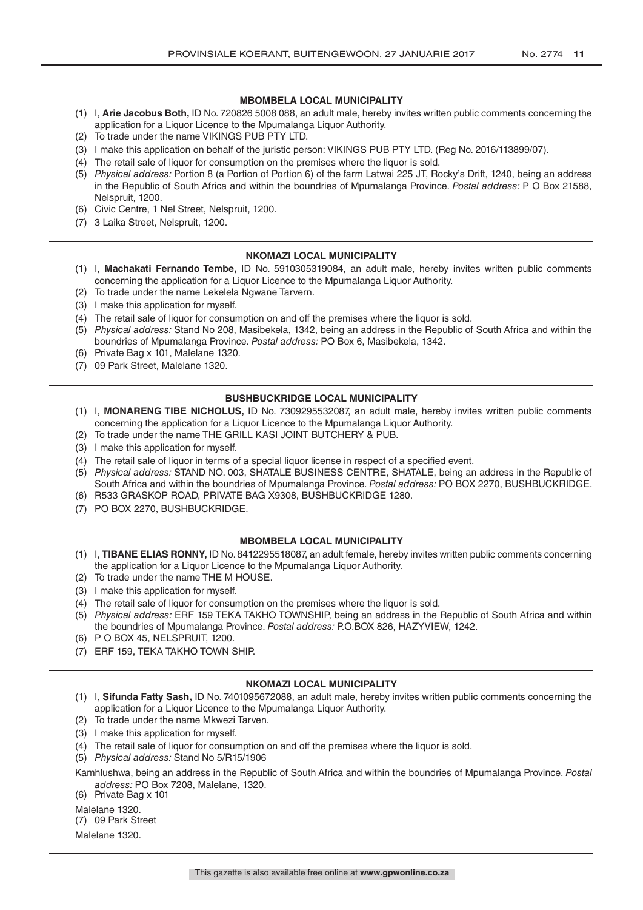**MBOMBELA LOCAL MUNICIPALITY**

(1) I, **Arie Jacobus Both,** ID No. 720826 5008 088, an adult male, hereby invites written public comments concerning the application for a Liquor Licence to the Mpumalanga Liquor Authority.
(2) To trade under the name VIKINGS PUB PTY LTD.
(3) I make this application on behalf of the juristic person: VIKINGS PUB PTY LTD. (Reg No. 2016/113899/07).
(4) The retail sale of liquor for consumption on the premises where the liquor is sold.
(5) *Physical address:* Portion 8 (a Portion of Portion 6) of the farm Latwai 225 JT, Rocky's Drift, 1240, being an address in the Republic of South Africa and within the boundries of Mpumalanga Province. *Postal address:* P O Box 21588, Nelspruit, 1200.
(6) Civic Centre, 1 Nel Street, Nelspruit, 1200.
(7) 3 Laika Street, Nelspruit, 1200.

---

**NKOMAZI LOCAL MUNICIPALITY**

(1) I, **Machakati Fernando Tembe,** ID No. 5910305319084, an adult male, hereby invites written public comments concerning the application for a Liquor Licence to the Mpumalanga Liquor Authority.
(2) To trade under the name Lekelela Ngwane Tarvern.
(3) I make this application for myself.
(4) The retail sale of liquor for consumption on and off the premises where the liquor is sold.
(5) *Physical address:* Stand No 208, Masibekela, 1342, being an address in the Republic of South Africa and within the boundries of Mpumalanga Province. *Postal address:* PO Box 6, Masibekela, 1342.
(6) Private Bag x 101, Malelane 1320.
(7) 09 Park Street, Malelane 1320.

---

**BUSHBUCKRIDGE LOCAL MUNICIPALITY**

(1) I, **MONARENG TIBE NICHOLUS,** ID No. 7309295532087, an adult male, hereby invites written public comments concerning the application for a Liquor Licence to the Mpumalanga Liquor Authority.
(2) To trade under the name THE GRILL KASI JOINT BUTCHERY & PUB.
(3) I make this application for myself.
(4) The retail sale of liquor in terms of a special liquor license in respect of a specified event.
(5) *Physical address:* STAND NO. 003, SHATALE BUSINESS CENTRE, SHATALE, being an address in the Republic of South Africa and within the boundries of Mpumalanga Province. *Postal address:* PO BOX 2270, BUSHBUCKRIDGE.
(6) R533 GRASKOP ROAD, PRIVATE BAG X9308, BUSHBUCKRIDGE 1280.
(7) PO BOX 2270, BUSHBUCKRIDGE.

---

**MBOMBELA LOCAL MUNICIPALITY**

(1) I, **TIBANE ELIAS RONNY,** ID No. 8412295518087, an adult female, hereby invites written public comments concerning the application for a Liquor Licence to the Mpumalanga Liquor Authority.
(2) To trade under the name THE M HOUSE.
(3) I make this application for myself.
(4) The retail sale of liquor for consumption on the premises where the liquor is sold.
(5) *Physical address:* ERF 159 TEKA TAKHO TOWNSHIP, being an address in the Republic of South Africa and within the boundries of Mpumalanga Province. *Postal address:* P.O.BOX 826, HAZYVIEW, 1242.
(6) P O BOX 45, NELSPRUIT, 1200.
(7) ERF 159, TEKA TAKHO TOWN SHIP.

---

**NKOMAZI LOCAL MUNICIPALITY**

(1) I, **Sifunda Fatty Sash,** ID No. 7401095672088, an adult male, hereby invites written public comments concerning the application for a Liquor Licence to the Mpumalanga Liquor Authority.
(2) To trade under the name Mkwezi Tarven.
(3) I make this application for myself.
(4) The retail sale of liquor for consumption on and off the premises where the liquor is sold.
(5) *Physical address:* Stand No 5/R15/1906

Kamhlushwa, being an address in the Republic of South Africa and within the boundries of Mpumalanga Province. *Postal address:* PO Box 7208, Malelane, 1320.

(6) Private Bag x 101

Malelane 1320.

(7) 09 Park Street

Malelane 1320.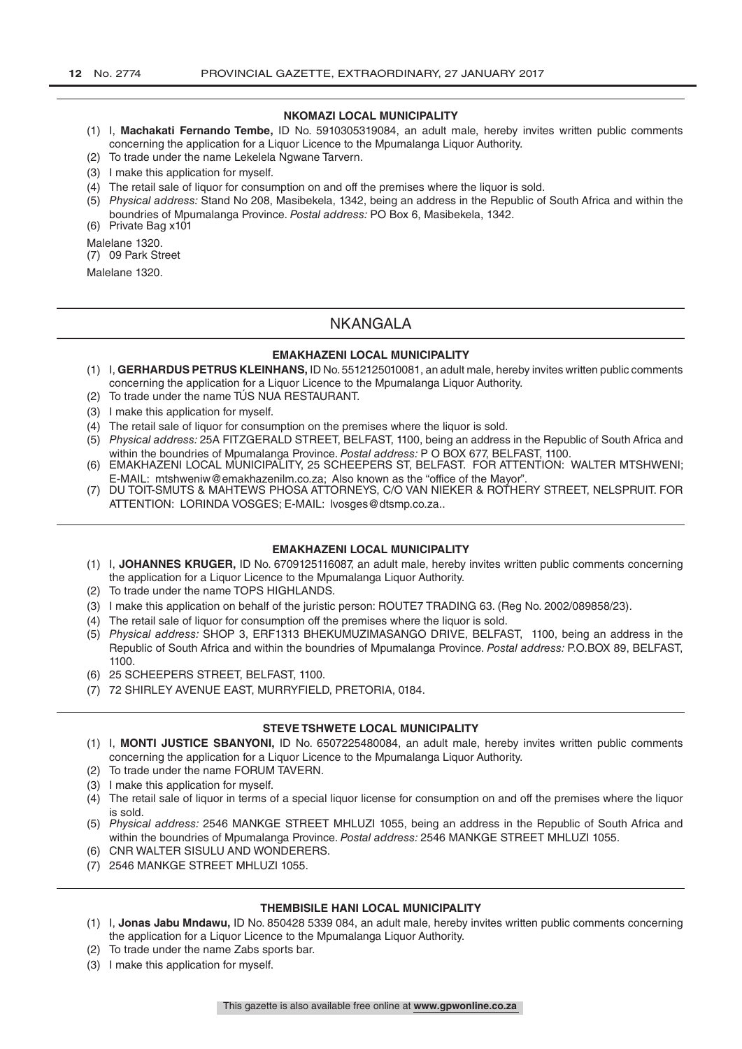### NKOMAZI LOCAL MUNICIPALITY

(1) I, **Machakati Fernando Tembe,** ID No. 5910305319084, an adult male, hereby invites written public comments concerning the application for a Liquor Licence to the Mpumalanga Liquor Authority.
(2) To trade under the name Lekelela Ngwane Tarvern.
(3) I make this application for myself.
(4) The retail sale of liquor for consumption on and off the premises where the liquor is sold.
(5) *Physical address:* Stand No 208, Masibekela, 1342, being an address in the Republic of South Africa and within the boundries of Mpumalanga Province. *Postal address:* PO Box 6, Masibekela, 1342.
(6) Private Bag x101

Malelane 1320.

(7) 09 Park Street

Malelane 1320.

## NKANGALA

### EMAKHAZENI LOCAL MUNICIPALITY

(1) I, **GERHARDUS PETRUS KLEINHANS,** ID No. 5512125010081, an adult male, hereby invites written public comments concerning the application for a Liquor Licence to the Mpumalanga Liquor Authority.
(2) To trade under the name TÚS NUA RESTAURANT.
(3) I make this application for myself.
(4) The retail sale of liquor for consumption on the premises where the liquor is sold.
(5) *Physical address:* 25A FITZGERALD STREET, BELFAST, 1100, being an address in the Republic of South Africa and within the boundries of Mpumalanga Province. *Postal address:* P O BOX 677, BELFAST, 1100.
(6) EMAKHAZENI LOCAL MUNICIPALITY, 25 SCHEEPERS ST, BELFAST. FOR ATTENTION: WALTER MTSHWENI; E-MAIL: mtshweniw@emakhazenilm.co.za; Also known as the "office of the Mayor".
(7) DU TOIT-SMUTS & MAHTEWS PHOSA ATTORNEYS, C/O VAN NIEKER & ROTHERY STREET, NELSPRUIT. FOR ATTENTION: LORINDA VOSGES; E-MAIL: lvosges@dtsmp.co.za..

### EMAKHAZENI LOCAL MUNICIPALITY

(1) I, **JOHANNES KRUGER,** ID No. 6709125116087, an adult male, hereby invites written public comments concerning the application for a Liquor Licence to the Mpumalanga Liquor Authority.
(2) To trade under the name TOPS HIGHLANDS.
(3) I make this application on behalf of the juristic person: ROUTE7 TRADING 63. (Reg No. 2002/089858/23).
(4) The retail sale of liquor for consumption off the premises where the liquor is sold.
(5) *Physical address:* SHOP 3, ERF1313 BHEKUMUZIMASANGO DRIVE, BELFAST, 1100, being an address in the Republic of South Africa and within the boundries of Mpumalanga Province. *Postal address:* P.O.BOX 89, BELFAST, 1100.
(6) 25 SCHEEPERS STREET, BELFAST, 1100.
(7) 72 SHIRLEY AVENUE EAST, MURRYFIELD, PRETORIA, 0184.

### STEVE TSHWETE LOCAL MUNICIPALITY

(1) I, **MONTI JUSTICE SBANYONI,** ID No. 6507225480084, an adult male, hereby invites written public comments concerning the application for a Liquor Licence to the Mpumalanga Liquor Authority.
(2) To trade under the name FORUM TAVERN.
(3) I make this application for myself.
(4) The retail sale of liquor in terms of a special liquor license for consumption on and off the premises where the liquor is sold.
(5) *Physical address:* 2546 MANKGE STREET MHLUZI 1055, being an address in the Republic of South Africa and within the boundries of Mpumalanga Province. *Postal address:* 2546 MANKGE STREET MHLUZI 1055.
(6) CNR WALTER SISULU AND WONDERERS.
(7) 2546 MANKGE STREET MHLUZI 1055.

### THEMBISILE HANI LOCAL MUNICIPALITY

(1) I, **Jonas Jabu Mndawu,** ID No. 850428 5339 084, an adult male, hereby invites written public comments concerning the application for a Liquor Licence to the Mpumalanga Liquor Authority.
(2) To trade under the name Zabs sports bar.
(3) I make this application for myself.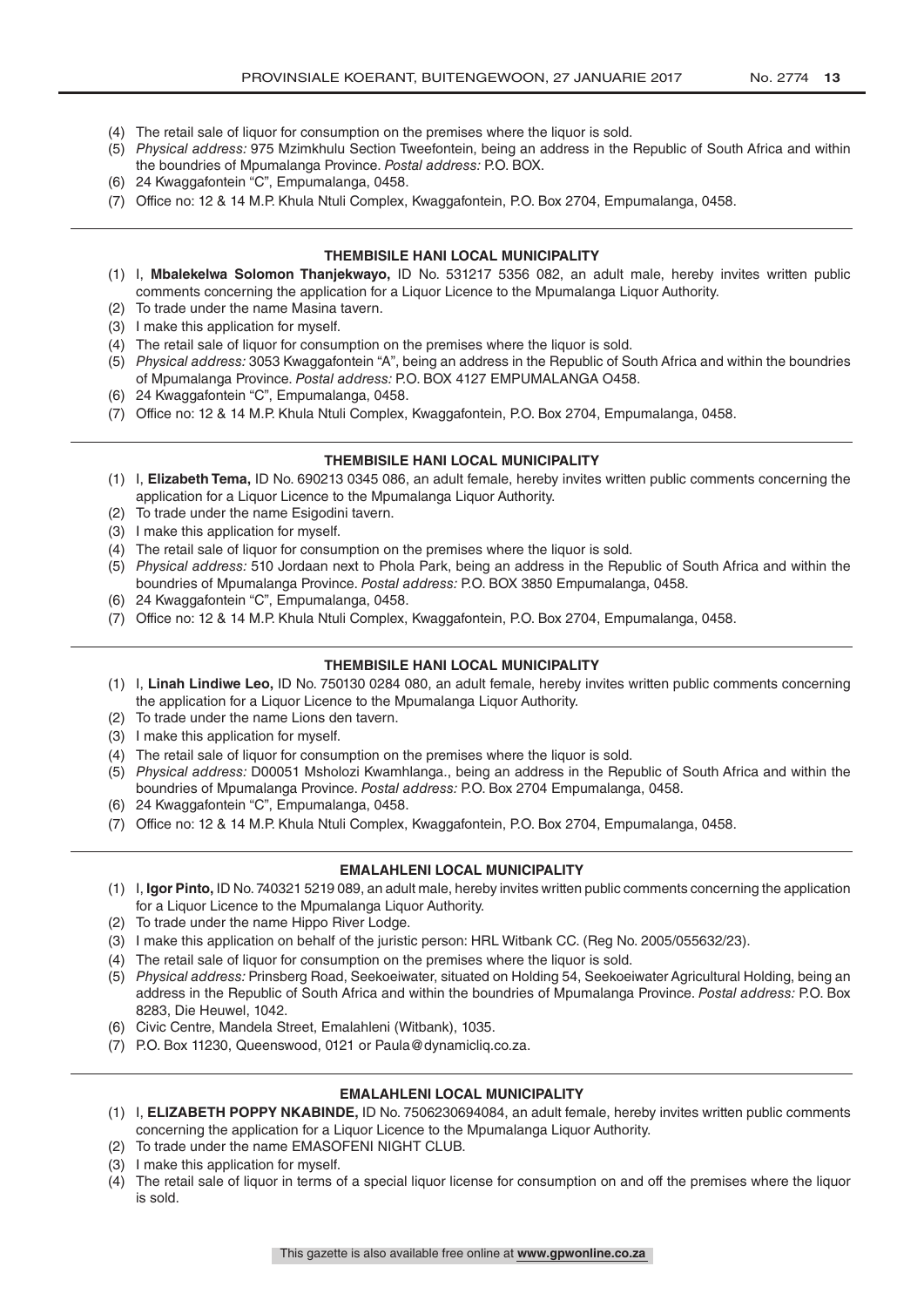(4) The retail sale of liquor for consumption on the premises where the liquor is sold.
(5) *Physical address:* 975 Mzimkhulu Section Tweefontein, being an address in the Republic of South Africa and within the boundries of Mpumalanga Province. *Postal address:* P.O. BOX.
(6) 24 Kwaggafontein "C", Empumalanga, 0458.
(7) Office no: 12 & 14 M.P. Khula Ntuli Complex, Kwaggafontein, P.O. Box 2704, Empumalanga, 0458.

---

**THEMBISILE HANI LOCAL MUNICIPALITY**

(1) I, **Mbalekelwa Solomon Thanjekwayo,** ID No. 531217 5356 082, an adult male, hereby invites written public comments concerning the application for a Liquor Licence to the Mpumalanga Liquor Authority.
(2) To trade under the name Masina tavern.
(3) I make this application for myself.
(4) The retail sale of liquor for consumption on the premises where the liquor is sold.
(5) *Physical address:* 3053 Kwaggafontein "A", being an address in the Republic of South Africa and within the boundries of Mpumalanga Province. *Postal address:* P.O. BOX 4127 EMPUMALANGA O458.
(6) 24 Kwaggafontein "C", Empumalanga, 0458.
(7) Office no: 12 & 14 M.P. Khula Ntuli Complex, Kwaggafontein, P.O. Box 2704, Empumalanga, 0458.

---

**THEMBISILE HANI LOCAL MUNICIPALITY**

(1) I, **Elizabeth Tema,** ID No. 690213 0345 086, an adult female, hereby invites written public comments concerning the application for a Liquor Licence to the Mpumalanga Liquor Authority.
(2) To trade under the name Esigodini tavern.
(3) I make this application for myself.
(4) The retail sale of liquor for consumption on the premises where the liquor is sold.
(5) *Physical address:* 510 Jordaan next to Phola Park, being an address in the Republic of South Africa and within the boundries of Mpumalanga Province. *Postal address:* P.O. BOX 3850 Empumalanga, 0458.
(6) 24 Kwaggafontein "C", Empumalanga, 0458.
(7) Office no: 12 & 14 M.P. Khula Ntuli Complex, Kwaggafontein, P.O. Box 2704, Empumalanga, 0458.

---

**THEMBISILE HANI LOCAL MUNICIPALITY**

(1) I, **Linah Lindiwe Leo,** ID No. 750130 0284 080, an adult female, hereby invites written public comments concerning the application for a Liquor Licence to the Mpumalanga Liquor Authority.
(2) To trade under the name Lions den tavern.
(3) I make this application for myself.
(4) The retail sale of liquor for consumption on the premises where the liquor is sold.
(5) *Physical address:* D00051 Msholozi Kwamhlanga., being an address in the Republic of South Africa and within the boundries of Mpumalanga Province. *Postal address:* P.O. Box 2704 Empumalanga, 0458.
(6) 24 Kwaggafontein "C", Empumalanga, 0458.
(7) Office no: 12 & 14 M.P. Khula Ntuli Complex, Kwaggafontein, P.O. Box 2704, Empumalanga, 0458.

---

**EMALAHLENI LOCAL MUNICIPALITY**

(1) I, **Igor Pinto,** ID No. 740321 5219 089, an adult male, hereby invites written public comments concerning the application for a Liquor Licence to the Mpumalanga Liquor Authority.
(2) To trade under the name Hippo River Lodge.
(3) I make this application on behalf of the juristic person: HRL Witbank CC. (Reg No. 2005/055632/23).
(4) The retail sale of liquor for consumption on the premises where the liquor is sold.
(5) *Physical address:* Prinsberg Road, Seekoeiwater, situated on Holding 54, Seekoeiwater Agricultural Holding, being an address in the Republic of South Africa and within the boundries of Mpumalanga Province. *Postal address:* P.O. Box 8283, Die Heuwel, 1042.
(6) Civic Centre, Mandela Street, Emalahleni (Witbank), 1035.
(7) P.O. Box 11230, Queenswood, 0121 or Paula@dynamicliq.co.za.

---

**EMALAHLENI LOCAL MUNICIPALITY**

(1) I, **ELIZABETH POPPY NKABINDE,** ID No. 7506230694084, an adult female, hereby invites written public comments concerning the application for a Liquor Licence to the Mpumalanga Liquor Authority.
(2) To trade under the name EMASOFENI NIGHT CLUB.
(3) I make this application for myself.
(4) The retail sale of liquor in terms of a special liquor license for consumption on and off the premises where the liquor is sold.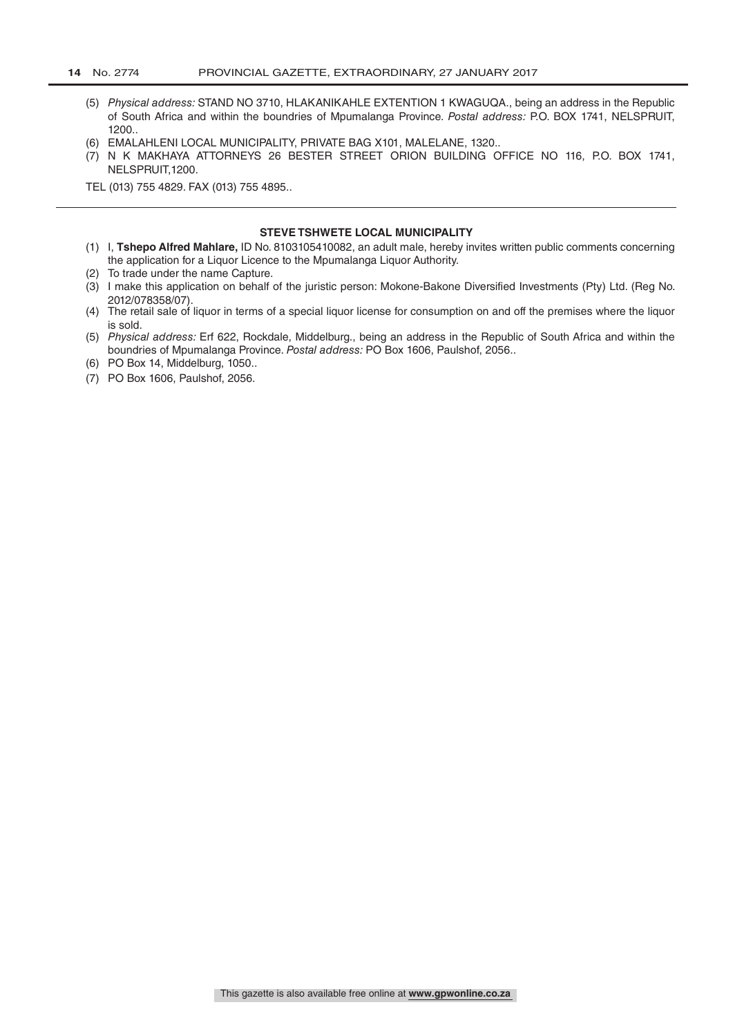(5) *Physical address:* STAND NO 3710, HLAKANIKAHLE EXTENTION 1 KWAGUQA., being an address in the Republic of South Africa and within the boundries of Mpumalanga Province. *Postal address:* P.O. BOX 1741, NELSPRUIT, 1200..

(6) EMALAHLENI LOCAL MUNICIPALITY, PRIVATE BAG X101, MALELANE, 1320..

(7) N K MAKHAYA ATTORNEYS 26 BESTER STREET ORION BUILDING OFFICE NO 116, P.O. BOX 1741, NELSPRUIT,1200.

TEL (013) 755 4829. FAX (013) 755 4895..

---

**STEVE TSHWETE LOCAL MUNICIPALITY**

(1) I, **Tshepo Alfred Mahlare,** ID No. 8103105410082, an adult male, hereby invites written public comments concerning the application for a Liquor Licence to the Mpumalanga Liquor Authority.

(2) To trade under the name Capture.

(3) I make this application on behalf of the juristic person: Mokone-Bakone Diversified Investments (Pty) Ltd. (Reg No. 2012/078358/07).

(4) The retail sale of liquor in terms of a special liquor license for consumption on and off the premises where the liquor is sold.

(5) *Physical address:* Erf 622, Rockdale, Middelburg., being an address in the Republic of South Africa and within the boundries of Mpumalanga Province. *Postal address:* PO Box 1606, Paulshof, 2056..

(6) PO Box 14, Middelburg, 1050..

(7) PO Box 1606, Paulshof, 2056.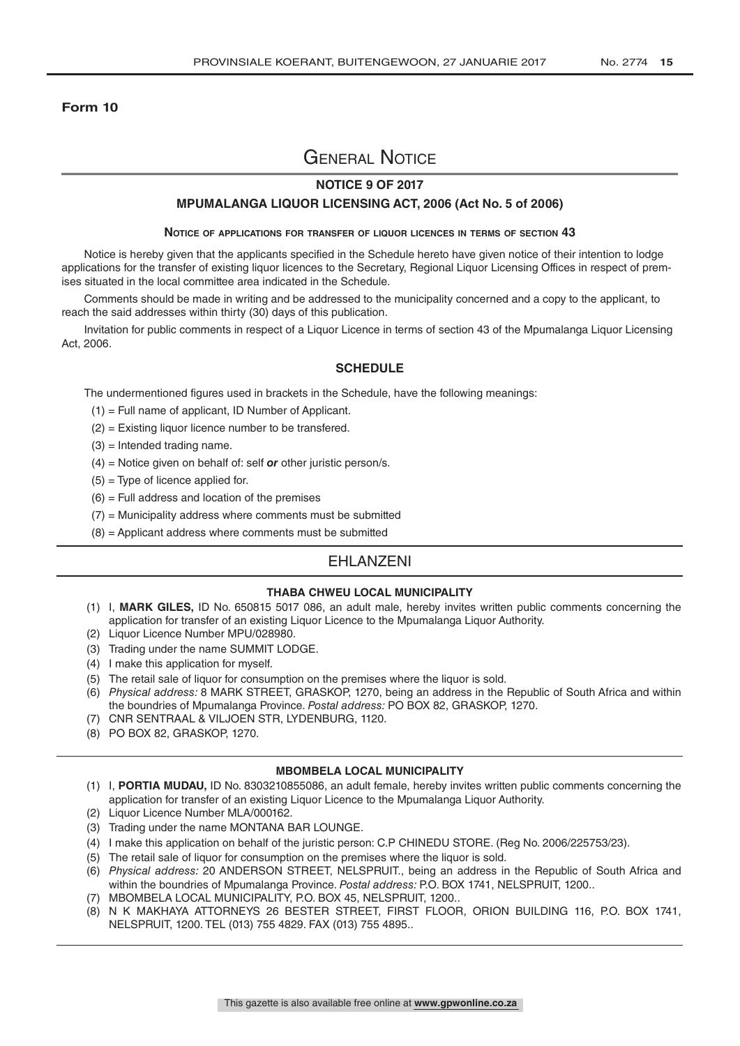**Form 10**

# General Notice

## NOTICE 9 OF 2017

## MPUMALANGA LIQUOR LICENSING ACT, 2006 (Act No. 5 of 2006)

### Notice of applications for transfer of liquor licences in terms of section 43

Notice is hereby given that the applicants specified in the Schedule hereto have given notice of their intention to lodge applications for the transfer of existing liquor licences to the Secretary, Regional Liquor Licensing Offices in respect of premises situated in the local committee area indicated in the Schedule.

Comments should be made in writing and be addressed to the municipality concerned and a copy to the applicant, to reach the said addresses within thirty (30) days of this publication.

Invitation for public comments in respect of a Liquor Licence in terms of section 43 of the Mpumalanga Liquor Licensing Act, 2006.

### SCHEDULE

The undermentioned figures used in brackets in the Schedule, have the following meanings:

(1) = Full name of applicant, ID Number of Applicant.
(2) = Existing liquor licence number to be transfered.
(3) = Intended trading name.
(4) = Notice given on behalf of: self *or* other juristic person/s.
(5) = Type of licence applied for.
(6) = Full address and location of the premises
(7) = Municipality address where comments must be submitted
(8) = Applicant address where comments must be submitted

## EHLANZENI

### THABA CHWEU LOCAL MUNICIPALITY

(1) I, **MARK GILES,** ID No. 650815 5017 086, an adult male, hereby invites written public comments concerning the application for transfer of an existing Liquor Licence to the Mpumalanga Liquor Authority.
(2) Liquor Licence Number MPU/028980.
(3) Trading under the name SUMMIT LODGE.
(4) I make this application for myself.
(5) The retail sale of liquor for consumption on the premises where the liquor is sold.
(6) *Physical address:* 8 MARK STREET, GRASKOP, 1270, being an address in the Republic of South Africa and within the boundries of Mpumalanga Province. *Postal address:* PO BOX 82, GRASKOP, 1270.
(7) CNR SENTRAAL & VILJOEN STR, LYDENBURG, 1120.
(8) PO BOX 82, GRASKOP, 1270.

### MBOMBELA LOCAL MUNICIPALITY

(1) I, **PORTIA MUDAU,** ID No. 8303210855086, an adult female, hereby invites written public comments concerning the application for transfer of an existing Liquor Licence to the Mpumalanga Liquor Authority.
(2) Liquor Licence Number MLA/000162.
(3) Trading under the name MONTANA BAR LOUNGE.
(4) I make this application on behalf of the juristic person: C.P CHINEDU STORE. (Reg No. 2006/225753/23).
(5) The retail sale of liquor for consumption on the premises where the liquor is sold.
(6) *Physical address:* 20 ANDERSON STREET, NELSPRUIT., being an address in the Republic of South Africa and within the boundries of Mpumalanga Province. *Postal address:* P.O. BOX 1741, NELSPRUIT, 1200..
(7) MBOMBELA LOCAL MUNICIPALITY, P.O. BOX 45, NELSPRUIT, 1200..
(8) N K MAKHAYA ATTORNEYS 26 BESTER STREET, FIRST FLOOR, ORION BUILDING 116, P.O. BOX 1741, NELSPRUIT, 1200. TEL (013) 755 4829. FAX (013) 755 4895..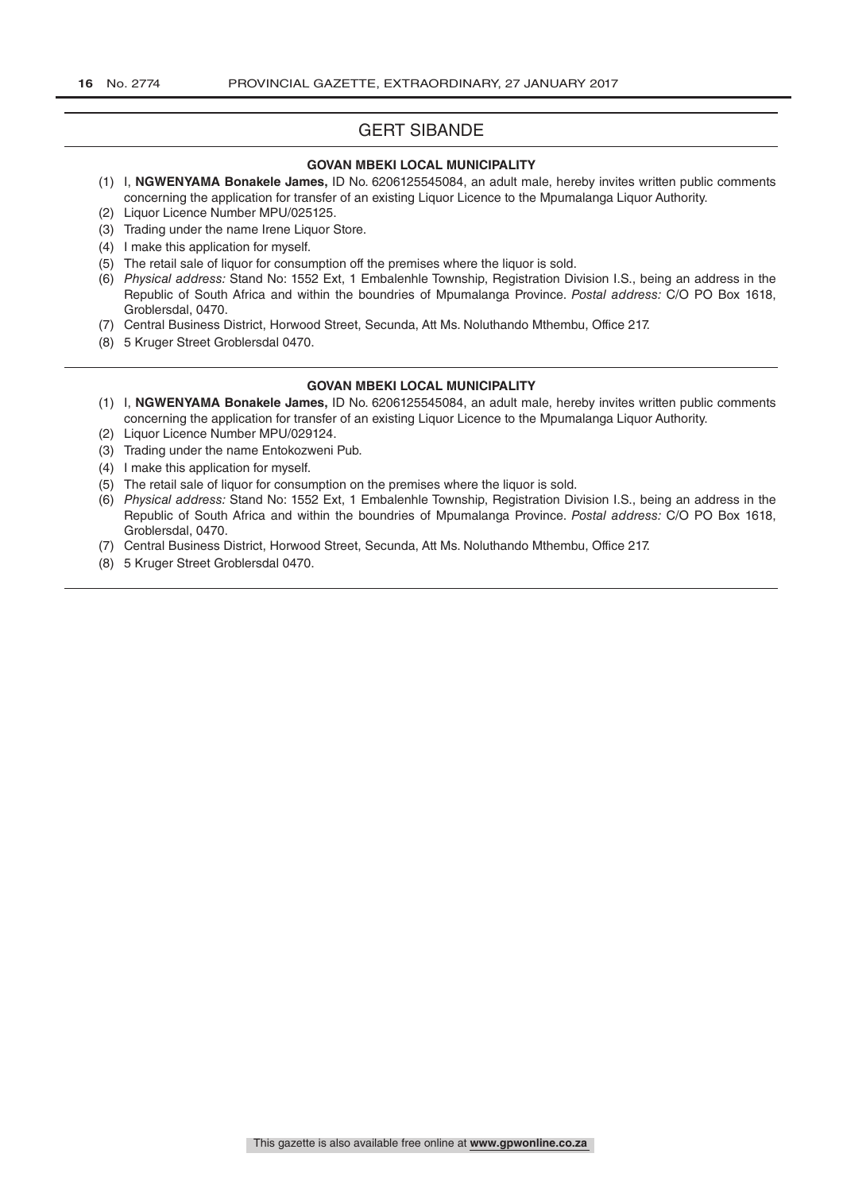## GERT SIBANDE

### GOVAN MBEKI LOCAL MUNICIPALITY

(1) I, **NGWENYAMA Bonakele James,** ID No. 6206125545084, an adult male, hereby invites written public comments concerning the application for transfer of an existing Liquor Licence to the Mpumalanga Liquor Authority.

(2) Liquor Licence Number MPU/025125.

(3) Trading under the name Irene Liquor Store.

(4) I make this application for myself.

(5) The retail sale of liquor for consumption off the premises where the liquor is sold.

(6) *Physical address:* Stand No: 1552 Ext, 1 Embalenhle Township, Registration Division I.S., being an address in the Republic of South Africa and within the boundries of Mpumalanga Province. *Postal address:* C/O PO Box 1618, Groblersdal, 0470.

(7) Central Business District, Horwood Street, Secunda, Att Ms. Noluthando Mthembu, Office 217.

(8) 5 Kruger Street Groblersdal 0470.

### GOVAN MBEKI LOCAL MUNICIPALITY

(1) I, **NGWENYAMA Bonakele James,** ID No. 6206125545084, an adult male, hereby invites written public comments concerning the application for transfer of an existing Liquor Licence to the Mpumalanga Liquor Authority.

(2) Liquor Licence Number MPU/029124.

(3) Trading under the name Entokozweni Pub.

(4) I make this application for myself.

(5) The retail sale of liquor for consumption on the premises where the liquor is sold.

(6) *Physical address:* Stand No: 1552 Ext, 1 Embalenhle Township, Registration Division I.S., being an address in the Republic of South Africa and within the boundries of Mpumalanga Province. *Postal address:* C/O PO Box 1618, Groblersdal, 0470.

(7) Central Business District, Horwood Street, Secunda, Att Ms. Noluthando Mthembu, Office 217.

(8) 5 Kruger Street Groblersdal 0470.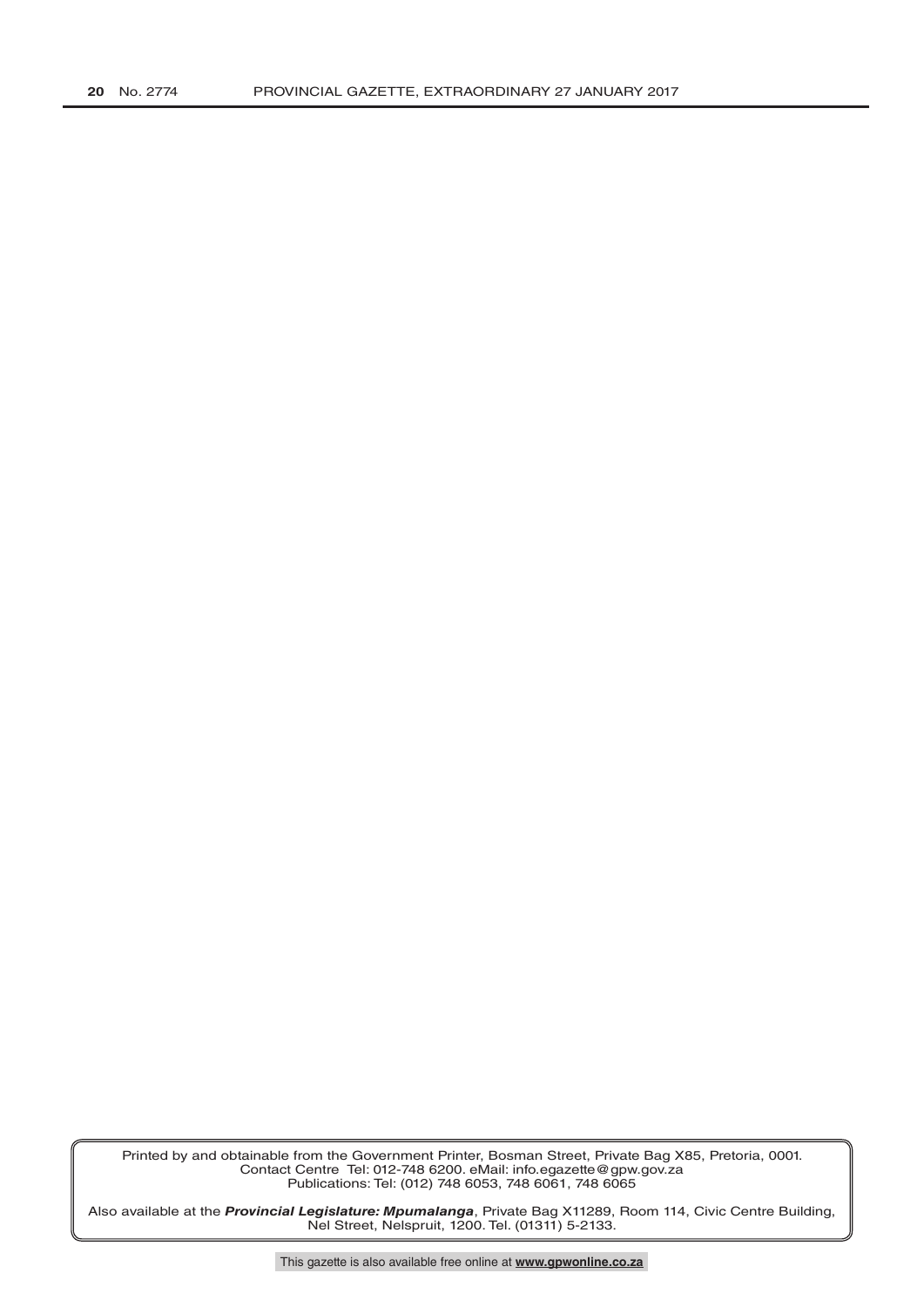Printed by and obtainable from the Government Printer, Bosman Street, Private Bag X85, Pretoria, 0001.
Contact Centre Tel: 012-748 6200. eMail: info.egazette@gpw.gov.za
Publications: Tel: (012) 748 6053, 748 6061, 748 6065

Also available at the ***Provincial Legislature: Mpumalanga***, Private Bag X11289, Room 114, Civic Centre Building, Nel Street, Nelspruit, 1200. Tel. (01311) 5-2133.

This gazette is also available free online at **www.gpwonline.co.za**